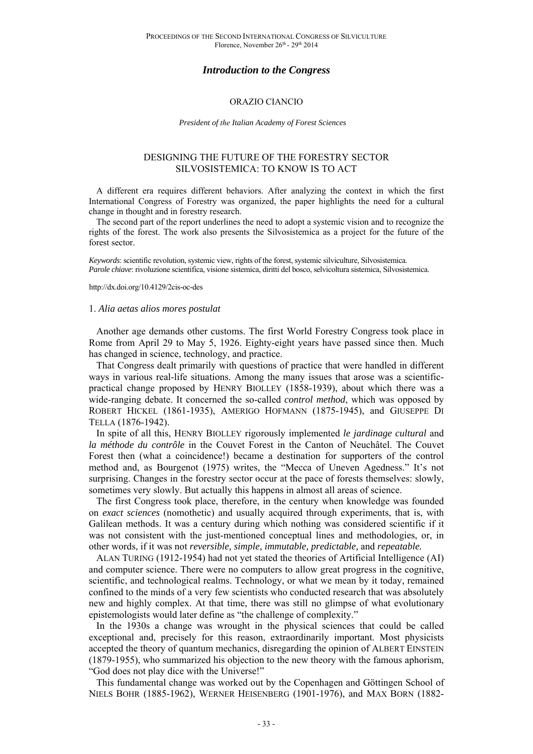## *Introduction to the Congress*

ORAZIO CIANCIO

*President of the Italian Academy of Forest Sciences*

### DESIGNING THE FUTURE OF THE FORESTRY SECTOR SILVOSISTEMICA: TO KNOW IS TO ACT

A different era requires different behaviors. After analyzing the context in which the first International Congress of Forestry was organized, the paper highlights the need for a cultural change in thought and in forestry research.

The second part of the report underlines the need to adopt a systemic vision and to recognize the rights of the forest. The work also presents the Silvosistemica as a project for the future of the forest sector.

*Keywords*: scientific revolution, systemic view, rights of the forest, systemic silviculture, Silvosistemica.
*Parole chiave*: rivoluzione scientifica, visione sistemica, diritti del bosco, selvicoltura sistemica, Silvosistemica.

http://dx.doi.org/10.4129/2cis-oc-des

#### 1. *Alia aetas alios mores postulat*

Another age demands other customs. The first World Forestry Congress took place in Rome from April 29 to May 5, 1926. Eighty-eight years have passed since then. Much has changed in science, technology, and practice.

That Congress dealt primarily with questions of practice that were handled in different ways in various real-life situations. Among the many issues that arose was a scientific-practical change proposed by HENRY BIOLLEY (1858-1939), about which there was a wide-ranging debate. It concerned the so-called *control method*, which was opposed by ROBERT HICKEL (1861-1935), AMERIGO HOFMANN (1875-1945), and GIUSEPPE DI TELLA (1876-1942).

In spite of all this, HENRY BIOLLEY rigorously implemented *le jardinage cultural* and *la méthode du contrôle* in the Couvet Forest in the Canton of Neuchâtel. The Couvet Forest then (what a coincidence!) became a destination for supporters of the control method and, as Bourgenot (1975) writes, the "Mecca of Uneven Agedness." It's not surprising. Changes in the forestry sector occur at the pace of forests themselves: slowly, sometimes very slowly. But actually this happens in almost all areas of science.

The first Congress took place, therefore, in the century when knowledge was founded on *exact sciences* (nomothetic) and usually acquired through experiments, that is, with Galilean methods. It was a century during which nothing was considered scientific if it was not consistent with the just-mentioned conceptual lines and methodologies, or, in other words, if it was not *reversible, simple, immutable, predictable,* and *repeatable.*

ALAN TURING (1912-1954) had not yet stated the theories of Artificial Intelligence (AI) and computer science. There were no computers to allow great progress in the cognitive, scientific, and technological realms. Technology, or what we mean by it today, remained confined to the minds of a very few scientists who conducted research that was absolutely new and highly complex. At that time, there was still no glimpse of what evolutionary epistemologists would later define as "the challenge of complexity."

In the 1930s a change was wrought in the physical sciences that could be called exceptional and, precisely for this reason, extraordinarily important. Most physicists accepted the theory of quantum mechanics, disregarding the opinion of ALBERT EINSTEIN (1879-1955), who summarized his objection to the new theory with the famous aphorism, "God does not play dice with the Universe!"

This fundamental change was worked out by the Copenhagen and Göttingen School of NIELS BOHR (1885-1962), WERNER HEISENBERG (1901-1976), and MAX BORN (1882-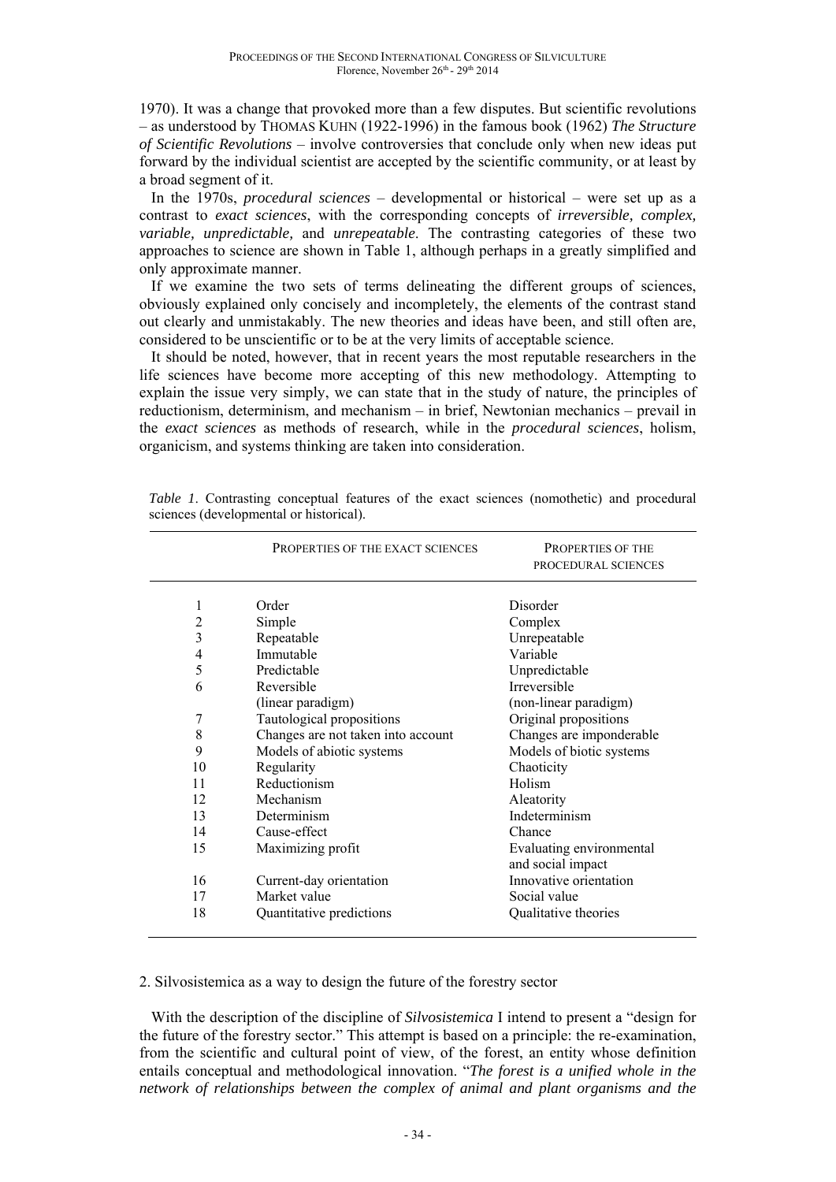1970). It was a change that provoked more than a few disputes. But scientific revolutions – as understood by THOMAS KUHN (1922-1996) in the famous book (1962) *The Structure of Scientific Revolutions* – involve controversies that conclude only when new ideas put forward by the individual scientist are accepted by the scientific community, or at least by a broad segment of it.

In the 1970s, *procedural sciences* – developmental or historical – were set up as a contrast to *exact sciences*, with the corresponding concepts of *irreversible, complex, variable, unpredictable,* and *unrepeatable*. The contrasting categories of these two approaches to science are shown in Table 1, although perhaps in a greatly simplified and only approximate manner.

If we examine the two sets of terms delineating the different groups of sciences, obviously explained only concisely and incompletely, the elements of the contrast stand out clearly and unmistakably. The new theories and ideas have been, and still often are, considered to be unscientific or to be at the very limits of acceptable science.

It should be noted, however, that in recent years the most reputable researchers in the life sciences have become more accepting of this new methodology. Attempting to explain the issue very simply, we can state that in the study of nature, the principles of reductionism, determinism, and mechanism – in brief, Newtonian mechanics – prevail in the *exact sciences* as methods of research, while in the *procedural sciences*, holism, organicism, and systems thinking are taken into consideration.

*Table 1*. Contrasting conceptual features of the exact sciences (nomothetic) and procedural sciences (developmental or historical).

| | PROPERTIES OF THE EXACT SCIENCES | PROPERTIES OF THE PROCEDURAL SCIENCES |
|---|---|---|
| 1 | Order | Disorder |
| 2 | Simple | Complex |
| 3 | Repeatable | Unrepeatable |
| 4 | Immutable | Variable |
| 5 | Predictable | Unpredictable |
| 6 | Reversible (linear paradigm) | Irreversible (non-linear paradigm) |
| 7 | Tautological propositions | Original propositions |
| 8 | Changes are not taken into account | Changes are imponderable |
| 9 | Models of abiotic systems | Models of biotic systems |
| 10 | Regularity | Chaoticity |
| 11 | Reductionism | Holism |
| 12 | Mechanism | Aleatority |
| 13 | Determinism | Indeterminism |
| 14 | Cause-effect | Chance |
| 15 | Maximizing profit | Evaluating environmental and social impact |
| 16 | Current-day orientation | Innovative orientation |
| 17 | Market value | Social value |
| 18 | Quantitative predictions | Qualitative theories |

## 2. Silvosistemica as a way to design the future of the forestry sector

With the description of the discipline of *Silvosistemica* I intend to present a "design for the future of the forestry sector." This attempt is based on a principle: the re-examination, from the scientific and cultural point of view, of the forest, an entity whose definition entails conceptual and methodological innovation. "*The forest is a unified whole in the network of relationships between the complex of animal and plant organisms and the*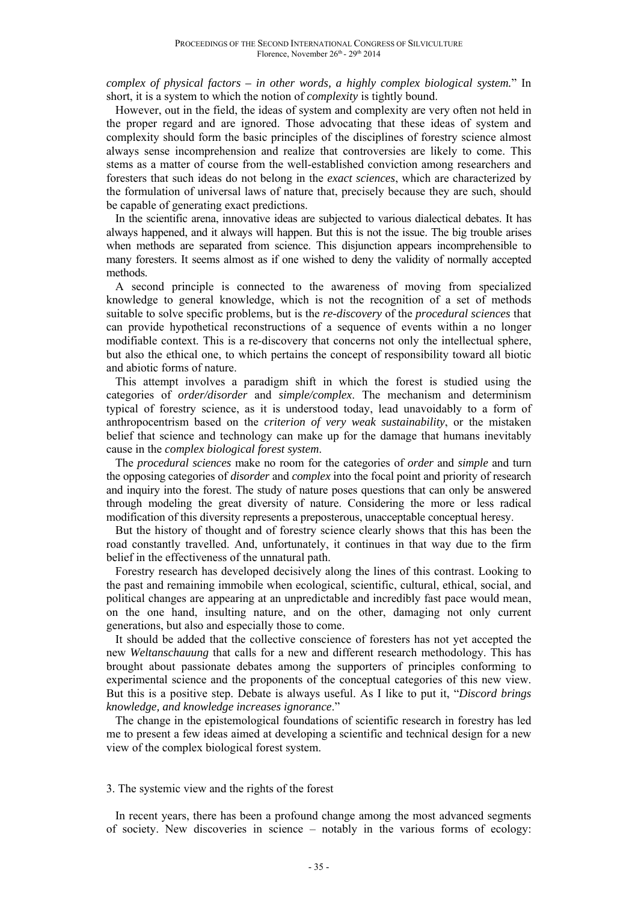*complex of physical factors – in other words, a highly complex biological system.*" In short, it is a system to which the notion of *complexity* is tightly bound.

However, out in the field, the ideas of system and complexity are very often not held in the proper regard and are ignored. Those advocating that these ideas of system and complexity should form the basic principles of the disciplines of forestry science almost always sense incomprehension and realize that controversies are likely to come. This stems as a matter of course from the well-established conviction among researchers and foresters that such ideas do not belong in the *exact sciences*, which are characterized by the formulation of universal laws of nature that, precisely because they are such, should be capable of generating exact predictions.

In the scientific arena, innovative ideas are subjected to various dialectical debates. It has always happened, and it always will happen. But this is not the issue. The big trouble arises when methods are separated from science. This disjunction appears incomprehensible to many foresters. It seems almost as if one wished to deny the validity of normally accepted methods.

A second principle is connected to the awareness of moving from specialized knowledge to general knowledge, which is not the recognition of a set of methods suitable to solve specific problems, but is the *re-discovery* of the *procedural sciences* that can provide hypothetical reconstructions of a sequence of events within a no longer modifiable context. This is a re-discovery that concerns not only the intellectual sphere, but also the ethical one, to which pertains the concept of responsibility toward all biotic and abiotic forms of nature.

This attempt involves a paradigm shift in which the forest is studied using the categories of *order/disorder* and *simple/complex*. The mechanism and determinism typical of forestry science, as it is understood today, lead unavoidably to a form of anthropocentrism based on the *criterion of very weak sustainability*, or the mistaken belief that science and technology can make up for the damage that humans inevitably cause in the *complex biological forest system*.

The *procedural sciences* make no room for the categories of *order* and *simple* and turn the opposing categories of *disorder* and *complex* into the focal point and priority of research and inquiry into the forest. The study of nature poses questions that can only be answered through modeling the great diversity of nature. Considering the more or less radical modification of this diversity represents a preposterous, unacceptable conceptual heresy.

But the history of thought and of forestry science clearly shows that this has been the road constantly travelled. And, unfortunately, it continues in that way due to the firm belief in the effectiveness of the unnatural path.

Forestry research has developed decisively along the lines of this contrast. Looking to the past and remaining immobile when ecological, scientific, cultural, ethical, social, and political changes are appearing at an unpredictable and incredibly fast pace would mean, on the one hand, insulting nature, and on the other, damaging not only current generations, but also and especially those to come.

It should be added that the collective conscience of foresters has not yet accepted the new *Weltanschauung* that calls for a new and different research methodology. This has brought about passionate debates among the supporters of principles conforming to experimental science and the proponents of the conceptual categories of this new view. But this is a positive step. Debate is always useful. As I like to put it, "*Discord brings knowledge, and knowledge increases ignorance*."

The change in the epistemological foundations of scientific research in forestry has led me to present a few ideas aimed at developing a scientific and technical design for a new view of the complex biological forest system.

## 3. The systemic view and the rights of the forest

In recent years, there has been a profound change among the most advanced segments of society. New discoveries in science – notably in the various forms of ecology: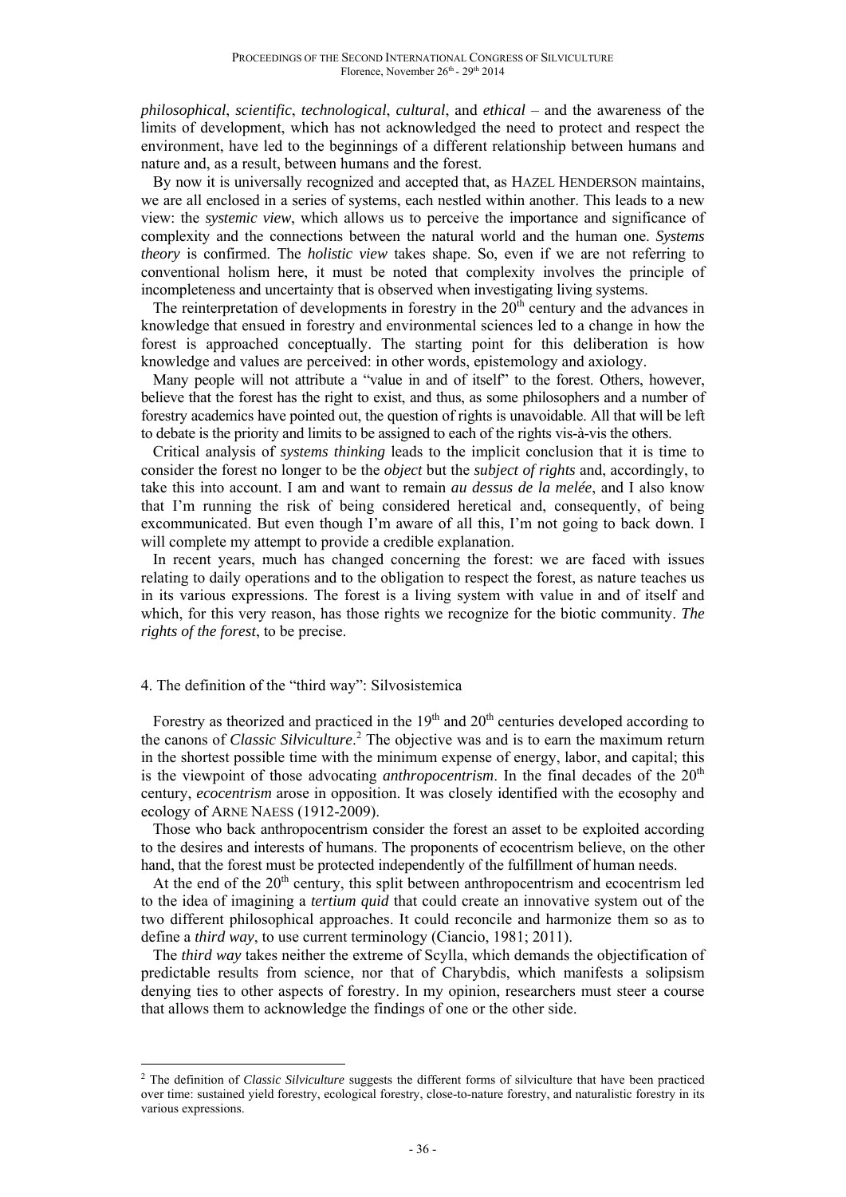*philosophical*, *scientific*, *technological*, *cultural*, and *ethical* – and the awareness of the limits of development, which has not acknowledged the need to protect and respect the environment, have led to the beginnings of a different relationship between humans and nature and, as a result, between humans and the forest.

By now it is universally recognized and accepted that, as HAZEL HENDERSON maintains, we are all enclosed in a series of systems, each nestled within another. This leads to a new view: the *systemic view*, which allows us to perceive the importance and significance of complexity and the connections between the natural world and the human one. *Systems theory* is confirmed. The *holistic view* takes shape. So, even if we are not referring to conventional holism here, it must be noted that complexity involves the principle of incompleteness and uncertainty that is observed when investigating living systems.

The reinterpretation of developments in forestry in the 20th century and the advances in knowledge that ensued in forestry and environmental sciences led to a change in how the forest is approached conceptually. The starting point for this deliberation is how knowledge and values are perceived: in other words, epistemology and axiology.

Many people will not attribute a "value in and of itself" to the forest. Others, however, believe that the forest has the right to exist, and thus, as some philosophers and a number of forestry academics have pointed out, the question of rights is unavoidable. All that will be left to debate is the priority and limits to be assigned to each of the rights vis-à-vis the others.

Critical analysis of *systems thinking* leads to the implicit conclusion that it is time to consider the forest no longer to be the *object* but the *subject of rights* and, accordingly, to take this into account. I am and want to remain *au dessus de la melée*, and I also know that I'm running the risk of being considered heretical and, consequently, of being excommunicated. But even though I'm aware of all this, I'm not going to back down. I will complete my attempt to provide a credible explanation.

In recent years, much has changed concerning the forest: we are faced with issues relating to daily operations and to the obligation to respect the forest, as nature teaches us in its various expressions. The forest is a living system with value in and of itself and which, for this very reason, has those rights we recognize for the biotic community. *The rights of the forest*, to be precise.

## 4. The definition of the "third way": Silvosistemica

Forestry as theorized and practiced in the 19th and 20th centuries developed according to the canons of *Classic Silviculture*.[2] The objective was and is to earn the maximum return in the shortest possible time with the minimum expense of energy, labor, and capital; this is the viewpoint of those advocating *anthropocentrism*. In the final decades of the 20th century, *ecocentrism* arose in opposition. It was closely identified with the ecosophy and ecology of ARNE NAESS (1912-2009).

Those who back anthropocentrism consider the forest an asset to be exploited according to the desires and interests of humans. The proponents of ecocentrism believe, on the other hand, that the forest must be protected independently of the fulfillment of human needs.

At the end of the 20th century, this split between anthropocentrism and ecocentrism led to the idea of imagining a *tertium quid* that could create an innovative system out of the two different philosophical approaches. It could reconcile and harmonize them so as to define a *third way*, to use current terminology (Ciancio, 1981; 2011).

The *third way* takes neither the extreme of Scylla, which demands the objectification of predictable results from science, nor that of Charybdis, which manifests a solipsism denying ties to other aspects of forestry. In my opinion, researchers must steer a course that allows them to acknowledge the findings of one or the other side.

---

[2] The definition of *Classic Silviculture* suggests the different forms of silviculture that have been practiced over time: sustained yield forestry, ecological forestry, close-to-nature forestry, and naturalistic forestry in its various expressions.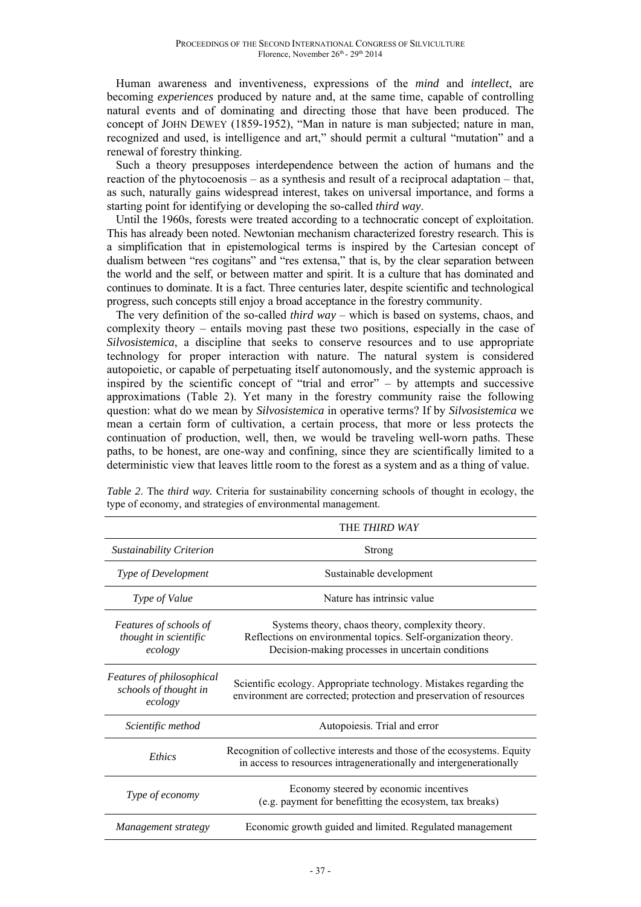Human awareness and inventiveness, expressions of the *mind* and *intellect*, are becoming *experiences* produced by nature and, at the same time, capable of controlling natural events and of dominating and directing those that have been produced. The concept of JOHN DEWEY (1859-1952), "Man in nature is man subjected; nature in man, recognized and used, is intelligence and art," should permit a cultural "mutation" and a renewal of forestry thinking.

Such a theory presupposes interdependence between the action of humans and the reaction of the phytocoenosis – as a synthesis and result of a reciprocal adaptation – that, as such, naturally gains widespread interest, takes on universal importance, and forms a starting point for identifying or developing the so-called *third way*.

Until the 1960s, forests were treated according to a technocratic concept of exploitation. This has already been noted. Newtonian mechanism characterized forestry research. This is a simplification that in epistemological terms is inspired by the Cartesian concept of dualism between "res cogitans" and "res extensa," that is, by the clear separation between the world and the self, or between matter and spirit. It is a culture that has dominated and continues to dominate. It is a fact. Three centuries later, despite scientific and technological progress, such concepts still enjoy a broad acceptance in the forestry community.

The very definition of the so-called *third way* – which is based on systems, chaos, and complexity theory – entails moving past these two positions, especially in the case of *Silvosistemica*, a discipline that seeks to conserve resources and to use appropriate technology for proper interaction with nature. The natural system is considered autopoietic, or capable of perpetuating itself autonomously, and the systemic approach is inspired by the scientific concept of "trial and error" – by attempts and successive approximations (Table 2). Yet many in the forestry community raise the following question: what do we mean by *Silvosistemica* in operative terms? If by *Silvosistemica* we mean a certain form of cultivation, a certain process, that more or less protects the continuation of production, well, then, we would be traveling well-worn paths. These paths, to be honest, are one-way and confining, since they are scientifically limited to a deterministic view that leaves little room to the forest as a system and as a thing of value.

*Table 2*. The *third way.* Criteria for sustainability concerning schools of thought in ecology, the type of economy, and strategies of environmental management.

| | THE *THIRD WAY* |
|---|---|
| *Sustainability Criterion* | Strong |
| *Type of Development* | Sustainable development |
| *Type of Value* | Nature has intrinsic value |
| *Features of schools of thought in scientific ecology* | Systems theory, chaos theory, complexity theory. Reflections on environmental topics. Self-organization theory. Decision-making processes in uncertain conditions |
| *Features of philosophical schools of thought in ecology* | Scientific ecology. Appropriate technology. Mistakes regarding the environment are corrected; protection and preservation of resources |
| *Scientific method* | Autopoiesis. Trial and error |
| *Ethics* | Recognition of collective interests and those of the ecosystems. Equity in access to resources intragenerationally and intergenerationally |
| *Type of economy* | Economy steered by economic incentives (e.g. payment for benefitting the ecosystem, tax breaks) |
| *Management strategy* | Economic growth guided and limited. Regulated management |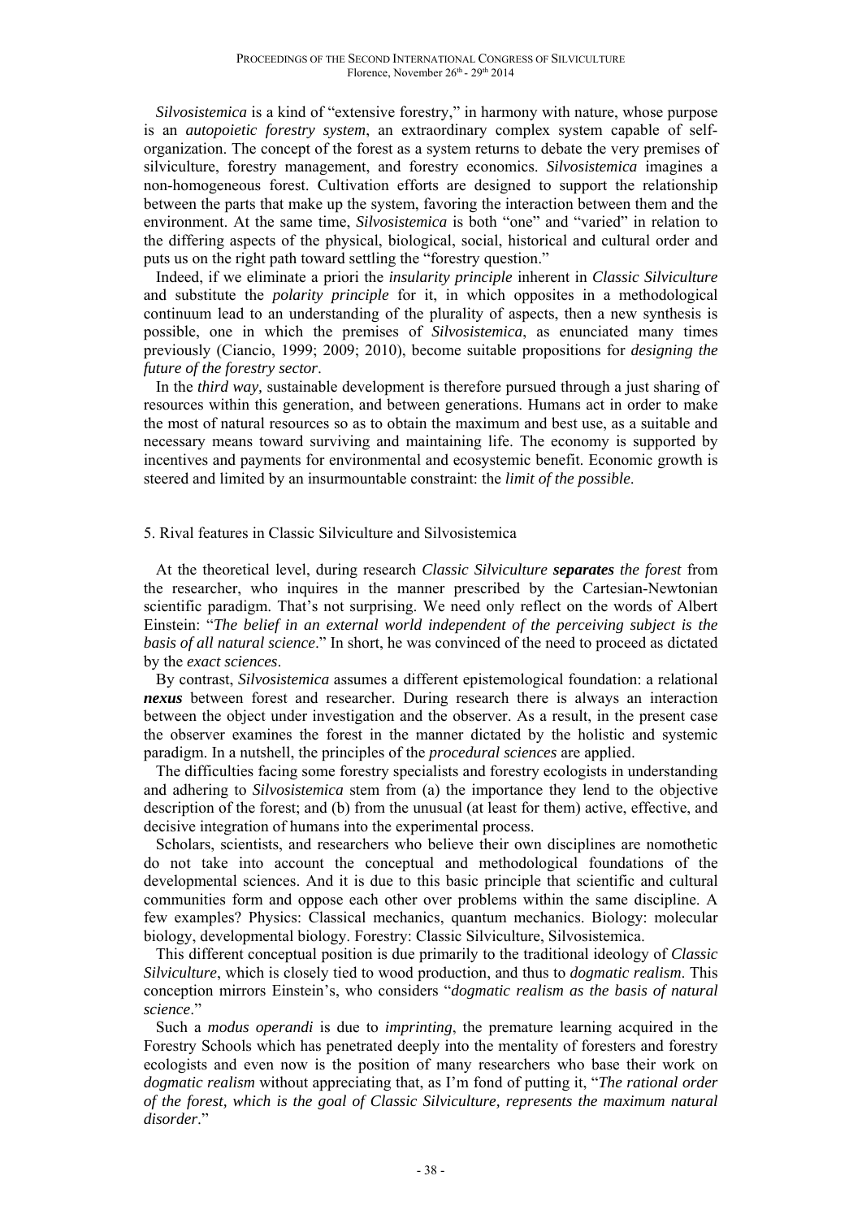*Silvosistemica* is a kind of "extensive forestry," in harmony with nature, whose purpose is an *autopoietic forestry system*, an extraordinary complex system capable of self-organization. The concept of the forest as a system returns to debate the very premises of silviculture, forestry management, and forestry economics. *Silvosistemica* imagines a non-homogeneous forest. Cultivation efforts are designed to support the relationship between the parts that make up the system, favoring the interaction between them and the environment. At the same time, *Silvosistemica* is both "one" and "varied" in relation to the differing aspects of the physical, biological, social, historical and cultural order and puts us on the right path toward settling the "forestry question."

Indeed, if we eliminate a priori the *insularity principle* inherent in *Classic Silviculture* and substitute the *polarity principle* for it, in which opposites in a methodological continuum lead to an understanding of the plurality of aspects, then a new synthesis is possible, one in which the premises of *Silvosistemica*, as enunciated many times previously (Ciancio, 1999; 2009; 2010), become suitable propositions for *designing the future of the forestry sector*.

In the *third way,* sustainable development is therefore pursued through a just sharing of resources within this generation, and between generations. Humans act in order to make the most of natural resources so as to obtain the maximum and best use, as a suitable and necessary means toward surviving and maintaining life. The economy is supported by incentives and payments for environmental and ecosystemic benefit. Economic growth is steered and limited by an insurmountable constraint: the *limit of the possible*.

## 5. Rival features in Classic Silviculture and Silvosistemica

At the theoretical level, during research *Classic Silviculture* ***separates*** *the forest* from the researcher, who inquires in the manner prescribed by the Cartesian-Newtonian scientific paradigm. That's not surprising. We need only reflect on the words of Albert Einstein: "*The belief in an external world independent of the perceiving subject is the basis of all natural science*." In short, he was convinced of the need to proceed as dictated by the *exact sciences*.

By contrast, *Silvosistemica* assumes a different epistemological foundation: a relational ***nexus*** between forest and researcher. During research there is always an interaction between the object under investigation and the observer. As a result, in the present case the observer examines the forest in the manner dictated by the holistic and systemic paradigm. In a nutshell, the principles of the *procedural sciences* are applied.

The difficulties facing some forestry specialists and forestry ecologists in understanding and adhering to *Silvosistemica* stem from (a) the importance they lend to the objective description of the forest; and (b) from the unusual (at least for them) active, effective, and decisive integration of humans into the experimental process.

Scholars, scientists, and researchers who believe their own disciplines are nomothetic do not take into account the conceptual and methodological foundations of the developmental sciences. And it is due to this basic principle that scientific and cultural communities form and oppose each other over problems within the same discipline. A few examples? Physics: Classical mechanics, quantum mechanics. Biology: molecular biology, developmental biology. Forestry: Classic Silviculture, Silvosistemica.

This different conceptual position is due primarily to the traditional ideology of *Classic Silviculture*, which is closely tied to wood production, and thus to *dogmatic realism*. This conception mirrors Einstein's, who considers "*dogmatic realism as the basis of natural science*."

Such a *modus operandi* is due to *imprinting*, the premature learning acquired in the Forestry Schools which has penetrated deeply into the mentality of foresters and forestry ecologists and even now is the position of many researchers who base their work on *dogmatic realism* without appreciating that, as I'm fond of putting it, "*The rational order of the forest, which is the goal of Classic Silviculture, represents the maximum natural disorder*."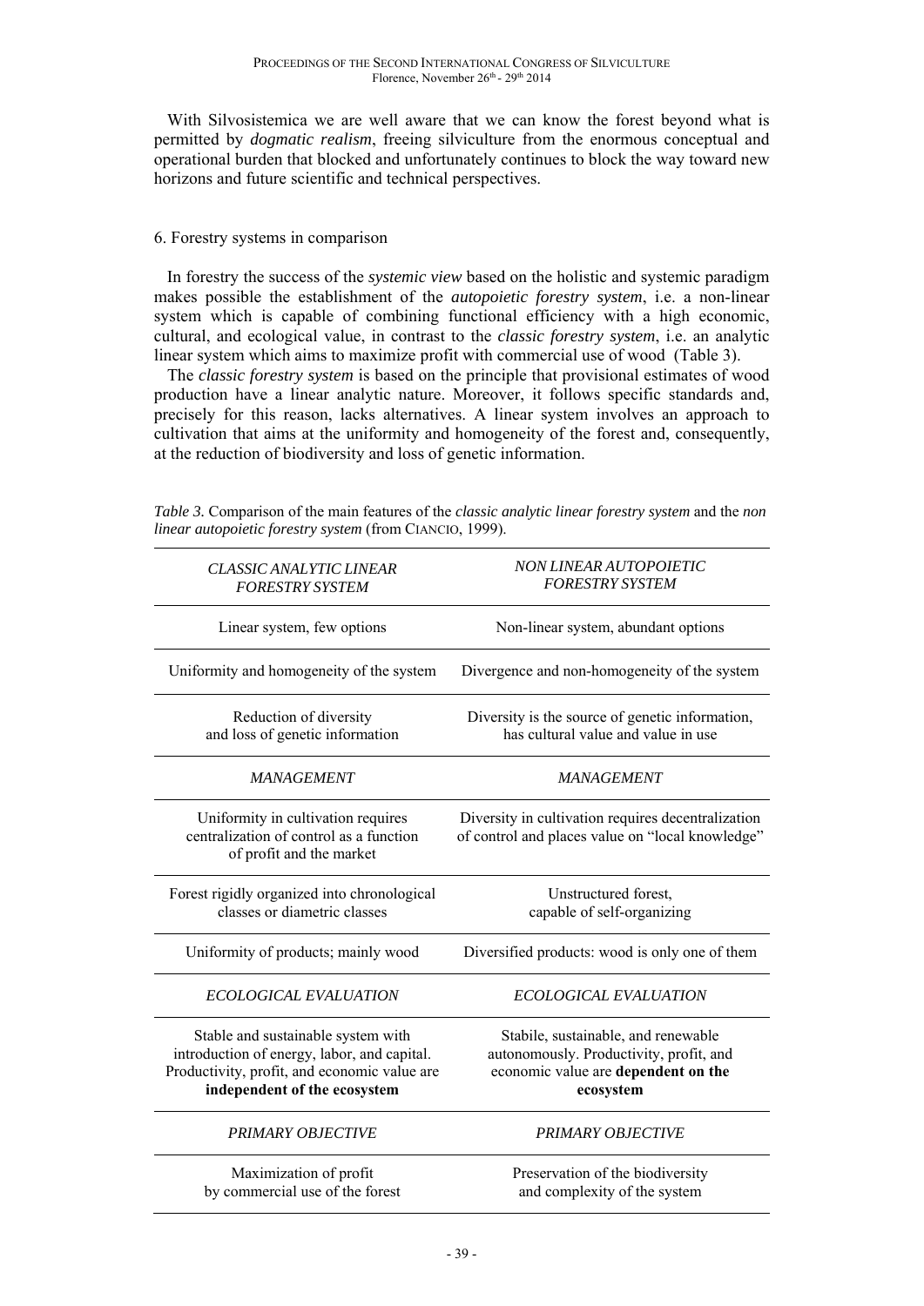With Silvosistemica we are well aware that we can know the forest beyond what is permitted by *dogmatic realism*, freeing silviculture from the enormous conceptual and operational burden that blocked and unfortunately continues to block the way toward new horizons and future scientific and technical perspectives.

## 6. Forestry systems in comparison

In forestry the success of the *systemic view* based on the holistic and systemic paradigm makes possible the establishment of the *autopoietic forestry system*, i.e. a non-linear system which is capable of combining functional efficiency with a high economic, cultural, and ecological value, in contrast to the *classic forestry system*, i.e. an analytic linear system which aims to maximize profit with commercial use of wood (Table 3).

The *classic forestry system* is based on the principle that provisional estimates of wood production have a linear analytic nature. Moreover, it follows specific standards and, precisely for this reason, lacks alternatives. A linear system involves an approach to cultivation that aims at the uniformity and homogeneity of the forest and, consequently, at the reduction of biodiversity and loss of genetic information.

*Table 3.* Comparison of the main features of the *classic analytic linear forestry system* and the *non linear autopoietic forestry system* (from CIANCIO, 1999).

| *CLASSIC ANALYTIC LINEAR FORESTRY SYSTEM* | *NON LINEAR AUTOPOIETIC FORESTRY SYSTEM* |
|---|---|
| Linear system, few options | Non-linear system, abundant options |
| Uniformity and homogeneity of the system | Divergence and non-homogeneity of the system |
| Reduction of diversity and loss of genetic information | Diversity is the source of genetic information, has cultural value and value in use |
| *MANAGEMENT* | *MANAGEMENT* |
| Uniformity in cultivation requires centralization of control as a function of profit and the market | Diversity in cultivation requires decentralization of control and places value on "local knowledge" |
| Forest rigidly organized into chronological classes or diametric classes | Unstructured forest, capable of self-organizing |
| Uniformity of products; mainly wood | Diversified products: wood is only one of them |
| *ECOLOGICAL EVALUATION* | *ECOLOGICAL EVALUATION* |
| Stable and sustainable system with introduction of energy, labor, and capital. Productivity, profit, and economic value are **independent of the ecosystem** | Stabile, sustainable, and renewable autonomously. Productivity, profit, and economic value are **dependent on the ecosystem** |
| *PRIMARY OBJECTIVE* | *PRIMARY OBJECTIVE* |
| Maximization of profit by commercial use of the forest | Preservation of the biodiversity and complexity of the system |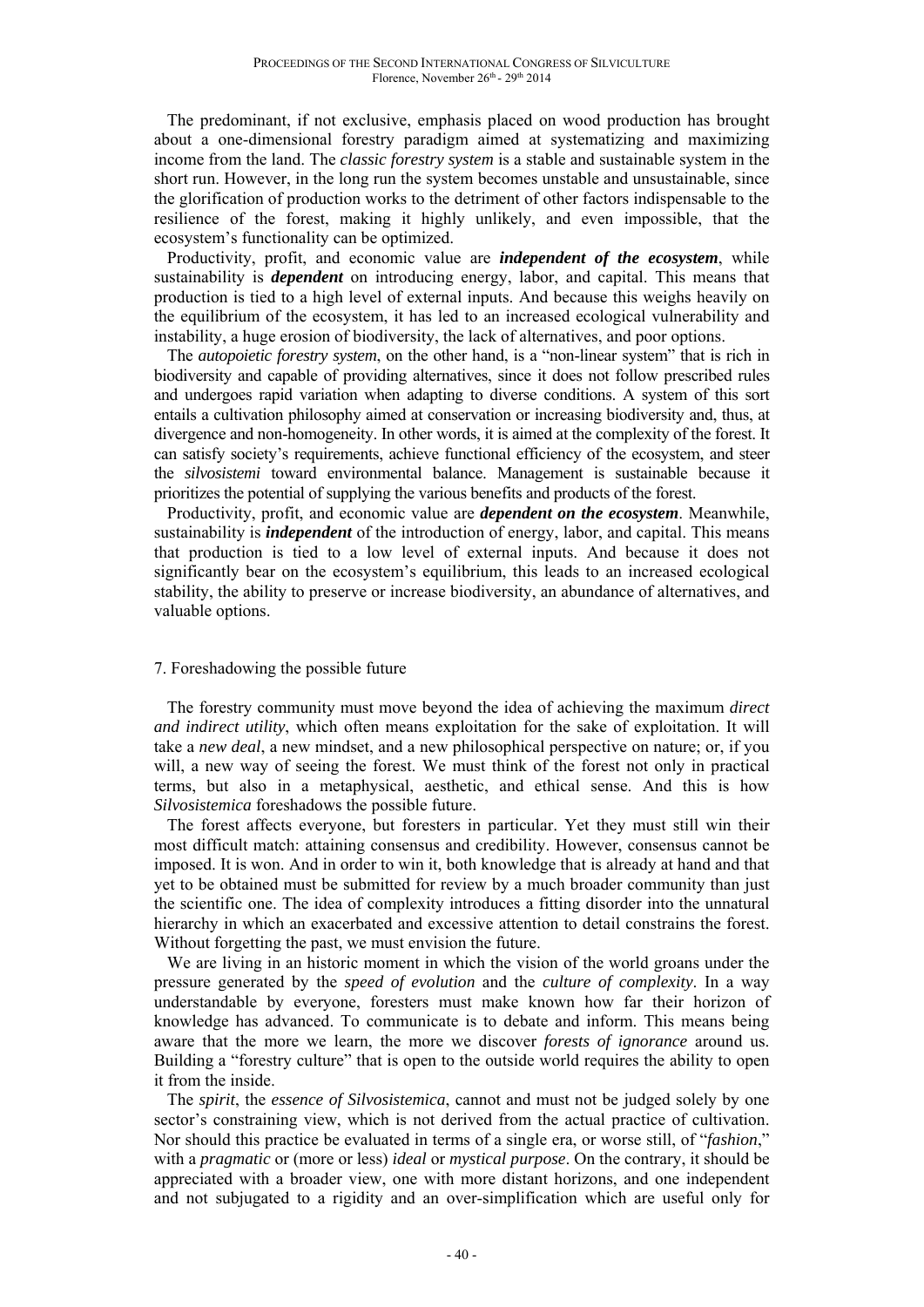The predominant, if not exclusive, emphasis placed on wood production has brought about a one-dimensional forestry paradigm aimed at systematizing and maximizing income from the land. The *classic forestry system* is a stable and sustainable system in the short run. However, in the long run the system becomes unstable and unsustainable, since the glorification of production works to the detriment of other factors indispensable to the resilience of the forest, making it highly unlikely, and even impossible, that the ecosystem's functionality can be optimized.

Productivity, profit, and economic value are ***independent of the ecosystem***, while sustainability is ***dependent*** on introducing energy, labor, and capital. This means that production is tied to a high level of external inputs. And because this weighs heavily on the equilibrium of the ecosystem, it has led to an increased ecological vulnerability and instability, a huge erosion of biodiversity, the lack of alternatives, and poor options.

The *autopoietic forestry system*, on the other hand, is a "non-linear system" that is rich in biodiversity and capable of providing alternatives, since it does not follow prescribed rules and undergoes rapid variation when adapting to diverse conditions. A system of this sort entails a cultivation philosophy aimed at conservation or increasing biodiversity and, thus, at divergence and non-homogeneity. In other words, it is aimed at the complexity of the forest. It can satisfy society's requirements, achieve functional efficiency of the ecosystem, and steer the *silvosistemi* toward environmental balance. Management is sustainable because it prioritizes the potential of supplying the various benefits and products of the forest.

Productivity, profit, and economic value are ***dependent on the ecosystem***. Meanwhile, sustainability is ***independent*** of the introduction of energy, labor, and capital. This means that production is tied to a low level of external inputs. And because it does not significantly bear on the ecosystem's equilibrium, this leads to an increased ecological stability, the ability to preserve or increase biodiversity, an abundance of alternatives, and valuable options.

## 7. Foreshadowing the possible future

The forestry community must move beyond the idea of achieving the maximum *direct and indirect utility*, which often means exploitation for the sake of exploitation. It will take a *new deal*, a new mindset, and a new philosophical perspective on nature; or, if you will, a new way of seeing the forest. We must think of the forest not only in practical terms, but also in a metaphysical, aesthetic, and ethical sense. And this is how *Silvosistemica* foreshadows the possible future.

The forest affects everyone, but foresters in particular. Yet they must still win their most difficult match: attaining consensus and credibility. However, consensus cannot be imposed. It is won. And in order to win it, both knowledge that is already at hand and that yet to be obtained must be submitted for review by a much broader community than just the scientific one. The idea of complexity introduces a fitting disorder into the unnatural hierarchy in which an exacerbated and excessive attention to detail constrains the forest. Without forgetting the past, we must envision the future.

We are living in an historic moment in which the vision of the world groans under the pressure generated by the *speed of evolution* and the *culture of complexity*. In a way understandable by everyone, foresters must make known how far their horizon of knowledge has advanced. To communicate is to debate and inform. This means being aware that the more we learn, the more we discover *forests of ignorance* around us. Building a "forestry culture" that is open to the outside world requires the ability to open it from the inside.

The *spirit*, the *essence of Silvosistemica*, cannot and must not be judged solely by one sector's constraining view, which is not derived from the actual practice of cultivation. Nor should this practice be evaluated in terms of a single era, or worse still, of "*fashion*," with a *pragmatic* or (more or less) *ideal* or *mystical purpose*. On the contrary, it should be appreciated with a broader view, one with more distant horizons, and one independent and not subjugated to a rigidity and an over-simplification which are useful only for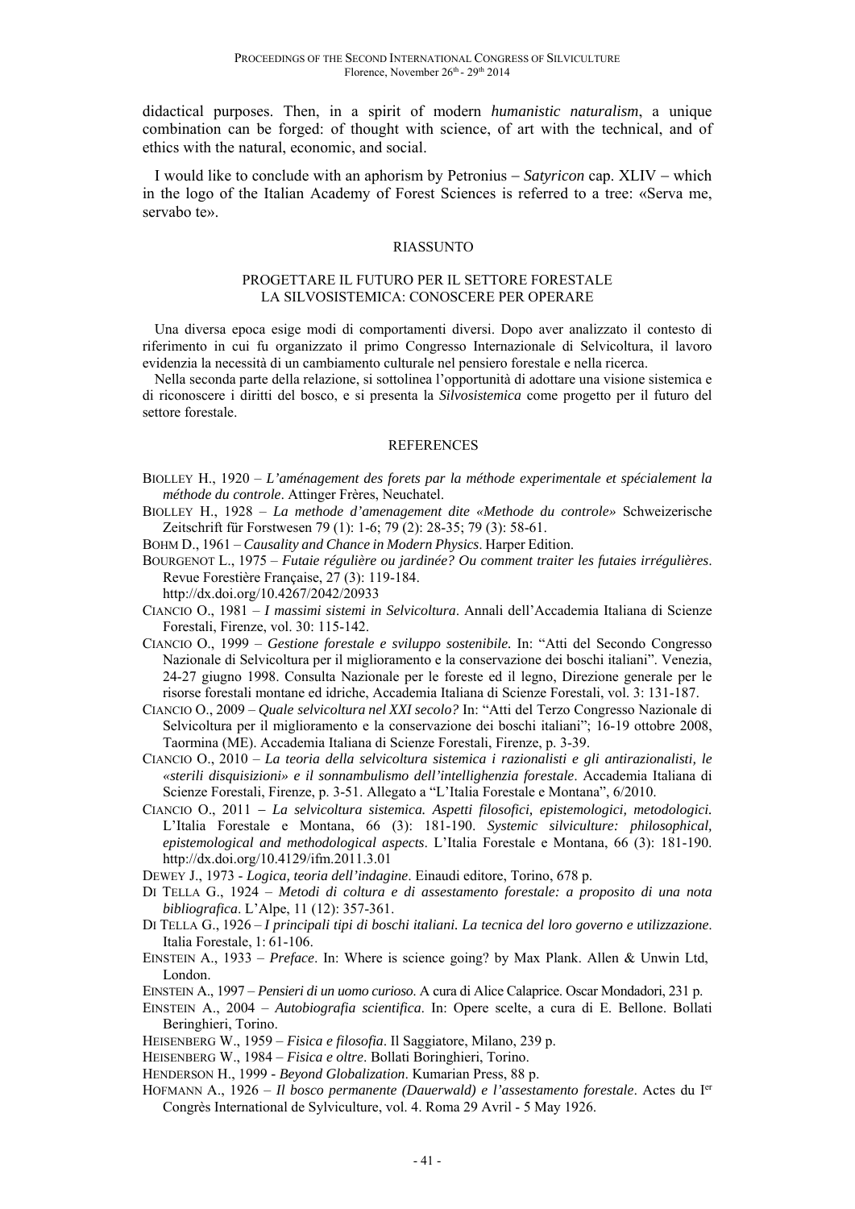didactical purposes. Then, in a spirit of modern *humanistic naturalism*, a unique combination can be forged: of thought with science, of art with the technical, and of ethics with the natural, economic, and social.

I would like to conclude with an aphorism by Petronius – *Satyricon* cap. XLIV – which in the logo of the Italian Academy of Forest Sciences is referred to a tree: «Serva me, servabo te».

## RIASSUNTO

### PROGETTARE IL FUTURO PER IL SETTORE FORESTALE LA SILVOSISTEMICA: CONOSCERE PER OPERARE

Una diversa epoca esige modi di comportamenti diversi. Dopo aver analizzato il contesto di riferimento in cui fu organizzato il primo Congresso Internazionale di Selvicoltura, il lavoro evidenzia la necessità di un cambiamento culturale nel pensiero forestale e nella ricerca.

Nella seconda parte della relazione, si sottolinea l'opportunità di adottare una visione sistemica e di riconoscere i diritti del bosco, e si presenta la *Silvosistemica* come progetto per il futuro del settore forestale.

## REFERENCES

BIOLLEY H., 1920 – *L'aménagement des forets par la méthode experimentale et spécialement la méthode du controle*. Attinger Frères, Neuchatel.

BIOLLEY H., 1928 – *La methode d'amenagement dite «Methode du controle»* Schweizerische Zeitschrift für Forstwesen 79 (1): 1-6; 79 (2): 28-35; 79 (3): 58-61.

BOHM D., 1961 – *Causality and Chance in Modern Physics*. Harper Edition.

BOURGENOT L., 1975 – *Futaie régulière ou jardinée? Ou comment traiter les futaies irrégulières*. Revue Forestière Française, 27 (3): 119-184. http://dx.doi.org/10.4267/2042/20933

CIANCIO O., 1981 – *I massimi sistemi in Selvicoltura*. Annali dell'Accademia Italiana di Scienze Forestali, Firenze, vol. 30: 115-142.

CIANCIO O., 1999 – *Gestione forestale e sviluppo sostenibile.* In: "Atti del Secondo Congresso Nazionale di Selvicoltura per il miglioramento e la conservazione dei boschi italiani". Venezia, 24-27 giugno 1998. Consulta Nazionale per le foreste ed il legno, Direzione generale per le risorse forestali montane ed idriche, Accademia Italiana di Scienze Forestali, vol. 3: 131-187.

CIANCIO O., 2009 – *Quale selvicoltura nel XXI secolo?* In: "Atti del Terzo Congresso Nazionale di Selvicoltura per il miglioramento e la conservazione dei boschi italiani"; 16-19 ottobre 2008, Taormina (ME). Accademia Italiana di Scienze Forestali, Firenze, p. 3-39.

CIANCIO O., 2010 – *La teoria della selvicoltura sistemica i razionalisti e gli antirazionalisti, le «sterili disquisizioni» e il sonnambulismo dell'intellighenzia forestale*. Accademia Italiana di Scienze Forestali, Firenze, p. 3-51. Allegato a "L'Italia Forestale e Montana", 6/2010.

CIANCIO O., 2011 – *La selvicoltura sistemica. Aspetti filosofici, epistemologici, metodologici.* L'Italia Forestale e Montana, 66 (3): 181-190. *Systemic silviculture: philosophical, epistemological and methodological aspects*. L'Italia Forestale e Montana, 66 (3): 181-190. http://dx.doi.org/10.4129/ifm.2011.3.01

DEWEY J., 1973 - *Logica, teoria dell'indagine*. Einaudi editore, Torino, 678 p.

DI TELLA G., 1924 – *Metodi di coltura e di assestamento forestale: a proposito di una nota bibliografica*. L'Alpe, 11 (12): 357-361.

DI TELLA G., 1926 – *I principali tipi di boschi italiani. La tecnica del loro governo e utilizzazione*. Italia Forestale, 1: 61-106.

EINSTEIN A., 1933 – *Preface*. In: Where is science going? by Max Plank. Allen & Unwin Ltd, London.

EINSTEIN A., 1997 – *Pensieri di un uomo curioso*. A cura di Alice Calaprice. Oscar Mondadori, 231 p.

EINSTEIN A., 2004 – *Autobiografia scientifica*. In: Opere scelte, a cura di E. Bellone. Bollati Beringhieri, Torino.

HEISENBERG W., 1959 – *Fisica e filosofia*. Il Saggiatore, Milano, 239 p.

HEISENBERG W., 1984 – *Fisica e oltre*. Bollati Boringhieri, Torino.

HENDERSON H., 1999 - *Beyond Globalization*. Kumarian Press, 88 p.

HOFMANN A., 1926 – *Il bosco permanente (Dauerwald) e l'assestamento forestale*. Actes du I[er] Congrès International de Sylviculture, vol. 4. Roma 29 Avril - 5 May 1926.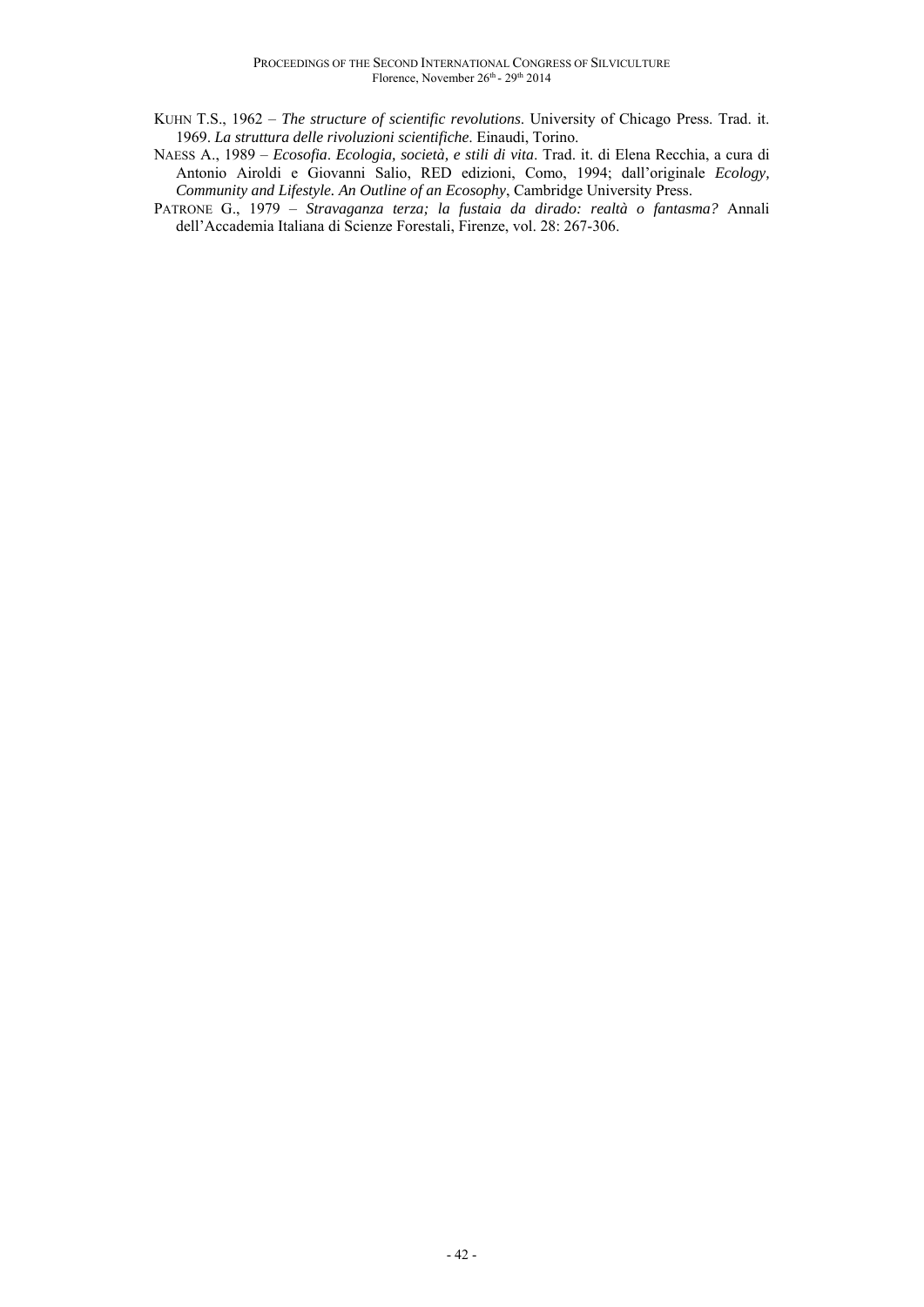KUHN T.S., 1962 – *The structure of scientific revolutions.* University of Chicago Press. Trad. it. 1969. *La struttura delle rivoluzioni scientifiche*. Einaudi, Torino.

NAESS A., 1989 – *Ecosofia*. *Ecologia, società, e stili di vita*. Trad. it. di Elena Recchia, a cura di Antonio Airoldi e Giovanni Salio, RED edizioni, Como, 1994; dall'originale *Ecology, Community and Lifestyle. An Outline of an Ecosophy*, Cambridge University Press.

PATRONE G., 1979 – *Stravaganza terza; la fustaia da dirado: realtà o fantasma?* Annali dell'Accademia Italiana di Scienze Forestali, Firenze, vol. 28: 267-306.